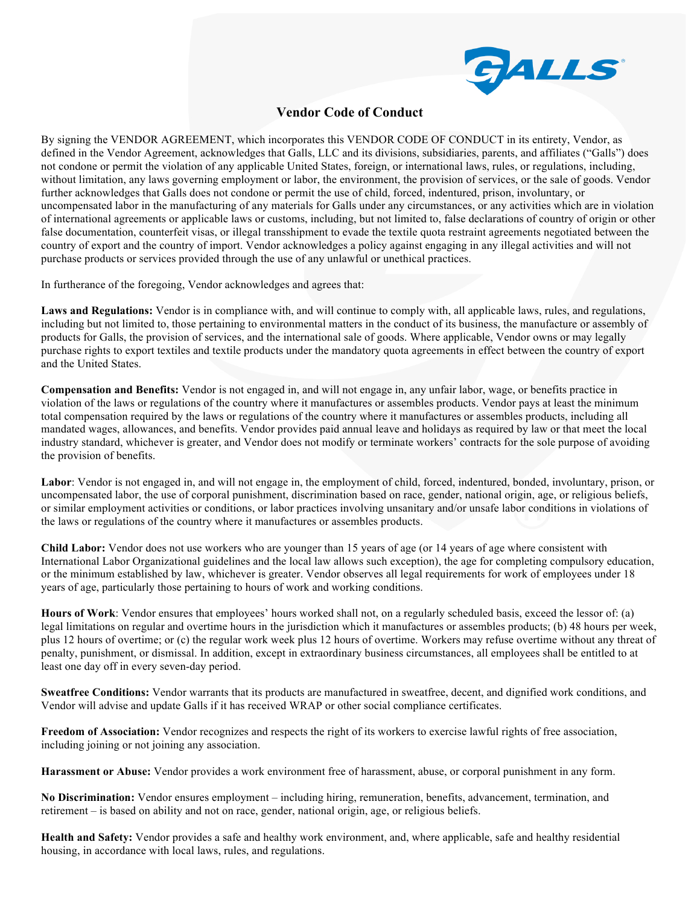# Vendor Code of Conduct

By signing the VENDOR AGREEMENT, which incorporates this VENDOR CODE OF CONDUCT in its entirety, Vendor, as defined in the Vendor Agreement, acknowledges that Galls, LLC and its divisions, subsidiaries, parents, and affiliates ("Galls") does not condone or permit the violation of any applicable United States, foreign, or international laws, rules, or regulations, including, without limitation, any laws governing employment or labor, the environment, the provision of services, or the sale of goods. Vendor further acknowledges that Galls does not condone or permit the use of child, forced, indentured, prison, involuntary, or uncompensated labor in the manufacturing of any materials for Galls under any circumstances, or any activities which are in violation of international agreements or applicable laws or customs, including, but not limited to, false declarations of country of origin or other false documentation, counterfeit visas, or illegal transshipment to evade the textile quota restraint agreements negotiated between the country of export and the country of import. Vendor acknowledges a policy against engaging in any illegal activities and will not purchase products or services provided through the use of any unlawful or unethical practices.

In furtherance of the foregoing, Vendor acknowledges and agrees that:

**Laws and Regulations:** Vendor is in compliance with, and will continue to comply with, all applicable laws, rules, and regulations, including but not limited to, those pertaining to environmental matters in the conduct of its business, the manufacture or assembly of products for Galls, the provision of services, and the international sale of goods. Where applicable, Vendor owns or may legally purchase rights to export textiles and textile products under the mandatory quota agreements in effect between the country of export and the United States.

**Compensation and Benefits:** Vendor is not engaged in, and will not engage in, any unfair labor, wage, or benefits practice in violation of the laws or regulations of the country where it manufactures or assembles products. Vendor pays at least the minimum total compensation required by the laws or regulations of the country where it manufactures or assembles products, including all mandated wages, allowances, and benefits. Vendor provides paid annual leave and holidays as required by law or that meet the local industry standard, whichever is greater, and Vendor does not modify or terminate workers' contracts for the sole purpose of avoiding the provision of benefits.

**Labor**: Vendor is not engaged in, and will not engage in, the employment of child, forced, indentured, bonded, involuntary, prison, or uncompensated labor, the use of corporal punishment, discrimination based on race, gender, national origin, age, or religious beliefs, or similar employment activities or conditions, or labor practices involving unsanitary and/or unsafe labor conditions in violations of the laws or regulations of the country where it manufactures or assembles products.

**Child Labor:** Vendor does not use workers who are younger than 15 years of age (or 14 years of age where consistent with International Labor Organizational guidelines and the local law allows such exception), the age for completing compulsory education, or the minimum established by law, whichever is greater. Vendor observes all legal requirements for work of employees under 18 years of age, particularly those pertaining to hours of work and working conditions.

**Hours of Work**: Vendor ensures that employees' hours worked shall not, on a regularly scheduled basis, exceed the lessor of: (a) legal limitations on regular and overtime hours in the jurisdiction which it manufactures or assembles products; (b) 48 hours per week, plus 12 hours of overtime; or (c) the regular work week plus 12 hours of overtime. Workers may refuse overtime without any threat of penalty, punishment, or dismissal. In addition, except in extraordinary business circumstances, all employees shall be entitled to at least one day off in every seven-day period.

**Sweatfree Conditions:** Vendor warrants that its products are manufactured in sweatfree, decent, and dignified work conditions, and Vendor will advise and update Galls if it has received WRAP or other social compliance certificates.

**Freedom of Association:** Vendor recognizes and respects the right of its workers to exercise lawful rights of free association, including joining or not joining any association.

**Harassment or Abuse:** Vendor provides a work environment free of harassment, abuse, or corporal punishment in any form.

**No Discrimination:** Vendor ensures employment – including hiring, remuneration, benefits, advancement, termination, and retirement – is based on ability and not on race, gender, national origin, age, or religious beliefs.

**Health and Safety:** Vendor provides a safe and healthy work environment, and, where applicable, safe and healthy residential housing, in accordance with local laws, rules, and regulations.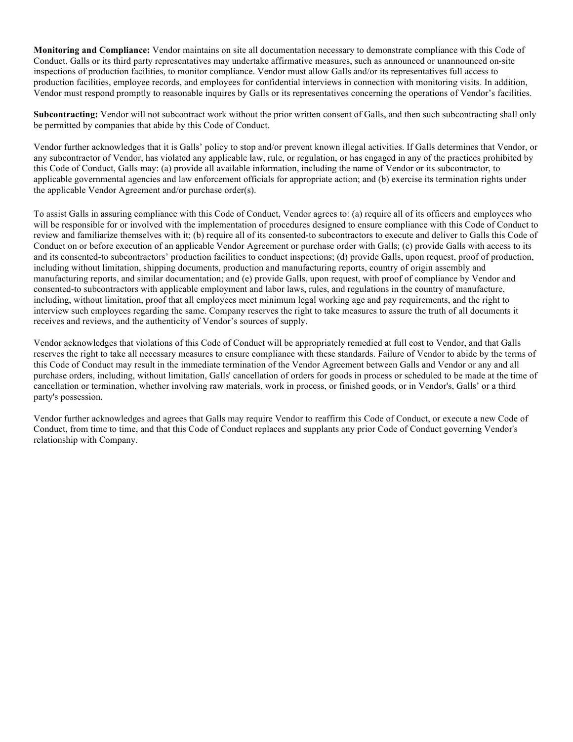**Monitoring and Compliance:** Vendor maintains on site all documentation necessary to demonstrate compliance with this Code of Conduct. Galls or its third party representatives may undertake affirmative measures, such as announced or unannounced on-site inspections of production facilities, to monitor compliance. Vendor must allow Galls and/or its representatives full access to production facilities, employee records, and employees for confidential interviews in connection with monitoring visits. In addition, Vendor must respond promptly to reasonable inquires by Galls or its representatives concerning the operations of Vendor's facilities.

**Subcontracting:** Vendor will not subcontract work without the prior written consent of Galls, and then such subcontracting shall only be permitted by companies that abide by this Code of Conduct.

Vendor further acknowledges that it is Galls' policy to stop and/or prevent known illegal activities. If Galls determines that Vendor, or any subcontractor of Vendor, has violated any applicable law, rule, or regulation, or has engaged in any of the practices prohibited by this Code of Conduct, Galls may: (a) provide all available information, including the name of Vendor or its subcontractor, to applicable governmental agencies and law enforcement officials for appropriate action; and (b) exercise its termination rights under the applicable Vendor Agreement and/or purchase order(s).

To assist Galls in assuring compliance with this Code of Conduct, Vendor agrees to: (a) require all of its officers and employees who will be responsible for or involved with the implementation of procedures designed to ensure compliance with this Code of Conduct to review and familiarize themselves with it; (b) require all of its consented-to subcontractors to execute and deliver to Galls this Code of Conduct on or before execution of an applicable Vendor Agreement or purchase order with Galls; (c) provide Galls with access to its and its consented-to subcontractors' production facilities to conduct inspections; (d) provide Galls, upon request, proof of production, including without limitation, shipping documents, production and manufacturing reports, country of origin assembly and manufacturing reports, and similar documentation; and (e) provide Galls, upon request, with proof of compliance by Vendor and consented-to subcontractors with applicable employment and labor laws, rules, and regulations in the country of manufacture, including, without limitation, proof that all employees meet minimum legal working age and pay requirements, and the right to interview such employees regarding the same. Company reserves the right to take measures to assure the truth of all documents it receives and reviews, and the authenticity of Vendor's sources of supply.

Vendor acknowledges that violations of this Code of Conduct will be appropriately remedied at full cost to Vendor, and that Galls reserves the right to take all necessary measures to ensure compliance with these standards. Failure of Vendor to abide by the terms of this Code of Conduct may result in the immediate termination of the Vendor Agreement between Galls and Vendor or any and all purchase orders, including, without limitation, Galls' cancellation of orders for goods in process or scheduled to be made at the time of cancellation or termination, whether involving raw materials, work in process, or finished goods, or in Vendor's, Galls' or a third party's possession.

Vendor further acknowledges and agrees that Galls may require Vendor to reaffirm this Code of Conduct, or execute a new Code of Conduct, from time to time, and that this Code of Conduct replaces and supplants any prior Code of Conduct governing Vendor's relationship with Company.